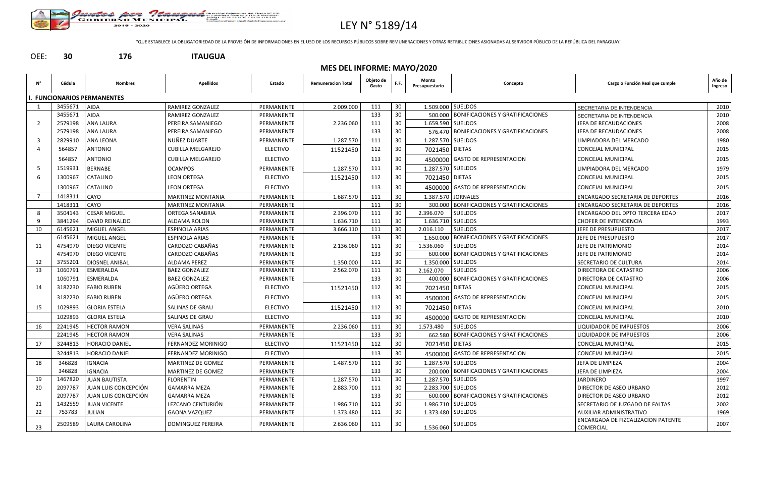# LEY N° 5189/14

"QUE ESTABLECE LA OBLIGATORIEDAD DE LA PROVISIÓN DE INFORMACIONES EN EL USO DE LOS RECURSOS PÚBLICOS SOBRE REMUNERACIONES Y OTRAS RETRIBUCIONES ASIGNADAS AL SERVIDOR PÚBLICO DE LA REPÚBLICA DEL PARAGUAY"

OEE: **30** **176** **ITAUGUA**

**MES DEL INFORME: MAYO/2020**

| N° | Cédula | Nombres | Apellidos | Estado | Remuneracion Total | Objeto de Gasto | F.F. | Monto Presupuestario | Concepto | Cargo o Función Real que cumple | Año de Ingreso |
|---|---|---|---|---|---|---|---|---|---|---|---|
| **I. FUNCIONARIOS PERMANENTES** | | | | | | | | | | | |
| 1 | 3455671 | AIDA | RAMIREZ GONZALEZ | PERMANENTE | 2.009.000 | 111 | 30 | 1.509.000 | SUELDOS | SECRETARIA DE INTENDENCIA | 2010 |
| | 3455671 | AIDA | RAMIREZ GONZALEZ | PERMANENTE | | 133 | 30 | 500.000 | BONIFICACIONES Y GRATIFICACIONES | SECRETARIA DE INTENDENCIA | 2010 |
| 2 | 2579198 | ANA LAURA | PEREIRA SAMANIEGO | PERMANENTE | 2.236.060 | 111 | 30 | 1.659.590 | SUELDOS | JEFA DE RECAUDACIONES | 2008 |
| | 2579198 | ANA LAURA | PEREIRA SAMANIEGO | PERMANENTE | | 133 | 30 | 576.470 | BONIFICACIONES Y GRATIFICACIONES | JEFA DE RECAUDACIONES | 2008 |
| 3 | 2829910 | ANA LEONA | NUÑEZ DUARTE | PERMANENTE | 1.287.570 | 111 | 30 | 1.287.570 | SUELDOS | LIMPIADORA DEL MERCADO | 1980 |
| 4 | 564857 | ANTONIO | CUBILLA MELGAREJO | ELECTIVO | 11521450 | 112 | 30 | 7021450 | DIETAS | CONCEJAL MUNICIPAL | 2015 |
| | 564857 | ANTONIO | CUBILLA MELGAREJO | ELECTIVO | | 113 | 30 | 4500000 | GASTO DE REPRESENTACION | CONCEJAL MUNICIPAL | 2015 |
| 5 | 1519931 | BERNABE | OCAMPOS | PERMANENTE | 1.287.570 | 111 | 30 | 1.287.570 | SUELDOS | LIMPIADORA DEL MERCADO | 1979 |
| 6 | 1300967 | CATALINO | LEON ORTEGA | ELECTIVO | 11521450 | 112 | 30 | 7021450 | DIETAS | CONCEJAL MUNICIPAL | 2015 |
| | 1300967 | CATALINO | LEON ORTEGA | ELECTIVO | | 113 | 30 | 4500000 | GASTO DE REPRESENTACION | CONCEJAL MUNICIPAL | 2015 |
| 7 | 1418311 | CAYO | MARTINEZ MONTANIA | PERMANENTE | 1.687.570 | 111 | 30 | 1.387.570 | JORNALES | ENCARGADO SECRETARIA DE DEPORTES | 2016 |
| | 1418311 | CAYO | MARTINEZ MONTANIA | PERMANENTE | | 111 | 30 | 300.000 | BONIFICACIONES Y GRATIFICACIONES | ENCARGADO SECRETARIA DE DEPORTES | 2016 |
| 8 | 3504143 | CESAR MIGUEL | ORTEGA SANABRIA | PERMANENTE | 2.396.070 | 111 | 30 | 2.396.070 | SUELDOS | ENCARGADO DEL DPTO TERCERA EDAD | 2017 |
| 9 | 3841294 | DAVID REINALDO | ALDAMA ROLON | PERMANENTE | 1.636.710 | 111 | 30 | 1.636.710 | SUELDOS | CHOFER DE INTENDENCIA | 1993 |
| 10 | 6145621 | MIGUEL ANGEL | ESPINOLA ARIAS | PERMANENTE | 3.666.110 | 111 | 30 | 2.016.110 | SUELDOS | JEFE DE PRESUPUESTO | 2017 |
| | 6145621 | MIGUEL ANGEL | ESPINOLA ARIAS | PERMANENTE | | 133 | 30 | 1.650.000 | BONIFICACIONES Y GRATIFICACIONES | JEFE DE PRESUPUESTO | 2017 |
| 11 | 4754970 | DIEGO VICENTE | CARDOZO CABAÑAS | PERMANENTE | 2.136.060 | 111 | 30 | 1.536.060 | SUELDOS | JEFE DE PATRIMONIO | 2014 |
| | 4754970 | DIEGO VICENTE | CARDOZO CABAÑAS | PERMANENTE | | 133 | 30 | 600.000 | BONIFICACIONES Y GRATIFICACIONES | JEFE DE PATRIMONIO | 2014 |
| 12 | 3755201 | DIOSNEL ANIBAL | ALDAMA PEREZ | PERMANENTE | 1.350.000 | 111 | 30 | 1.350.000 | SUELDOS | SECRETARIO DE CULTURA | 2014 |
| 13 | 1060791 | ESMERALDA | BAEZ GONZALEZ | PERMANENTE | 2.562.070 | 111 | 30 | 2.162.070 | SUELDOS | DIRECTORA DE CATASTRO | 2006 |
| | 1060791 | ESMERALDA | BAEZ GONZALEZ | PERMANENTE | | 133 | 30 | 400.000 | BONIFICACIONES Y GRATIFICACIONES | DIRECTORA DE CATASTRO | 2006 |
| 14 | 3182230 | FABIO RUBEN | AGÜERO ORTEGA | ELECTIVO | 11521450 | 112 | 30 | 7021450 | DIETAS | CONCEJAL MUNICIPAL | 2015 |
| | 3182230 | FABIO RUBEN | AGÜERO ORTEGA | ELECTIVO | | 113 | 30 | 4500000 | GASTO DE REPRESENTACION | CONCEJAL MUNICIPAL | 2015 |
| 15 | 1029893 | GLORIA ESTELA | SALINAS DE GRAU | ELECTIVO | 11521450 | 112 | 30 | 7021450 | DIETAS | CONCEJAL MUNICIPAL | 2010 |
| | 1029893 | GLORIA ESTELA | SALINAS DE GRAU | ELECTIVO | | 113 | 30 | 4500000 | GASTO DE REPRESENTACION | CONCEJAL MUNICIPAL | 2010 |
| 16 | 2241945 | HECTOR RAMON | VERA SALINAS | PERMANENTE | 2.236.060 | 111 | 30 | 1.573.480 | SUELDOS | LIQUIDADOR DE IMPUESTOS | 2006 |
| | 2241945 | HECTOR RAMON | VERA SALINAS | PERMANENTE | | 133 | 30 | 662.580 | BONIFICACIONES Y GRATIFICACIONES | LIQUIDADOR DE IMPUESTOS | 2006 |
| 17 | 3244813 | HORACIO DANIEL | FERNANDEZ MORINIGO | ELECTIVO | 11521450 | 112 | 30 | 7021450 | DIETAS | CONCEJAL MUNICIPAL | 2015 |
| | 3244813 | HORACIO DANIEL | FERNANDEZ MORINIGO | ELECTIVO | | 113 | 30 | 4500000 | GASTO DE REPRESENTACION | CONCEJAL MUNICIPAL | 2015 |
| 18 | 346828 | IGNACIA | MARTINEZ DE GOMEZ | PERMANENTE | 1.487.570 | 111 | 30 | 1.287.570 | SUELDOS | JEFA DE LIMPIEZA | 2004 |
| | 346828 | IGNACIA | MARTINEZ DE GOMEZ | PERMANENTE | | 133 | 30 | 200.000 | BONIFICACIONES Y GRATIFICACIONES | JEFA DE LIMPIEZA | 2004 |
| 19 | 1467820 | JUAN BAUTISTA | FLORENTIN | PERMANENTE | 1.287.570 | 111 | 30 | 1.287.570 | SUELDOS | JARDINERO | 1997 |
| 20 | 2097787 | JUAN LUIS CONCEPCIÓN | GAMARRA MEZA | PERMANENTE | 2.883.700 | 111 | 30 | 2.283.700 | SUELDOS | DIRECTOR DE ASEO URBANO | 2012 |
| | 2097787 | JUAN LUIS CONCEPCIÓN | GAMARRA MEZA | PERMANENTE | | 133 | 30 | 600.000 | BONIFICACIONES Y GRATIFICACIONES | DIRECTOR DE ASEO URBANO | 2012 |
| 21 | 1432559 | JUAN VICENTE | LEZCANO CENTURIÓN | PERMANENTE | 1.986.710 | 111 | 30 | 1.986.710 | SUELDOS | SECRETARIO DE JUZGADO DE FALTAS | 2002 |
| 22 | 753783 | JULIAN | GAONA VAZQUEZ | PERMANENTE | 1.373.480 | 111 | 30 | 1.373.480 | SUELDOS | AUXILIAR ADMINISTRATIVO | 1969 |
| 23 | 2509589 | LAURA CAROLINA | DOMINGUEZ PEREIRA | PERMANENTE | 2.636.060 | 111 | 30 | 1.536.060 | SUELDOS | ENCARGADA DE FIZCALIZACION PATENTE COMERCIAL | 2007 |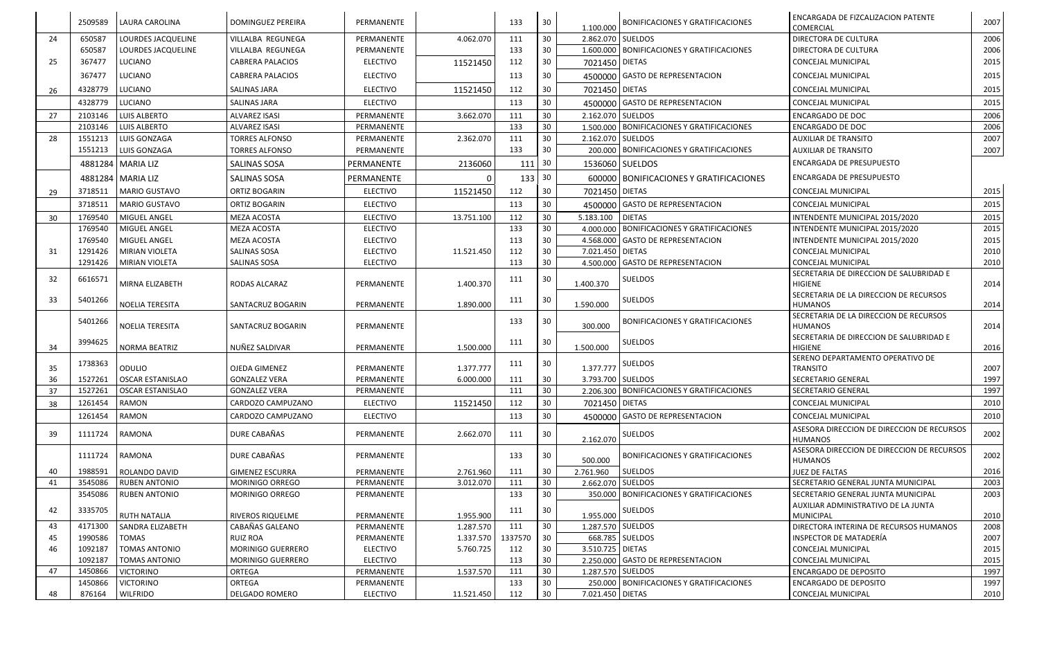| | 2509589 | LAURA CAROLINA | DOMINGUEZ PEREIRA | PERMANENTE | | 133 | 30 | 1.100.000 | BONIFICACIONES Y GRATIFICACIONES | ENCARGADA DE FIZCALIZACION PATENTE COMERCIAL | 2007 |
|---|---|---|---|---|---|---|---|---|---|---|---|
| 24 | 650587 | LOURDES JACQUELINE | VILLALBA REGUNEGA | PERMANENTE | 4.062.070 | 111 | 30 | 2.862.070 | SUELDOS | DIRECTORA DE CULTURA | 2006 |
| | 650587 | LOURDES JACQUELINE | VILLALBA REGUNEGA | PERMANENTE | | 133 | 30 | 1.600.000 | BONIFICACIONES Y GRATIFICACIONES | DIRECTORA DE CULTURA | 2006 |
| 25 | 367477 | LUCIANO | CABRERA PALACIOS | ELECTIVO | 11521450 | 112 | 30 | 7021450 | DIETAS | CONCEJAL MUNICIPAL | 2015 |
| | 367477 | LUCIANO | CABRERA PALACIOS | ELECTIVO | | 113 | 30 | 4500000 | GASTO DE REPRESENTACION | CONCEJAL MUNICIPAL | 2015 |
| 26 | 4328779 | LUCIANO | SALINAS JARA | ELECTIVO | 11521450 | 112 | 30 | 7021450 | DIETAS | CONCEJAL MUNICIPAL | 2015 |
| | 4328779 | LUCIANO | SALINAS JARA | ELECTIVO | | 113 | 30 | 4500000 | GASTO DE REPRESENTACION | CONCEJAL MUNICIPAL | 2015 |
| 27 | 2103146 | LUIS ALBERTO | ALVAREZ ISASI | PERMANENTE | 3.662.070 | 111 | 30 | 2.162.070 | SUELDOS | ENCARGADO DE DOC | 2006 |
| | 2103146 | LUIS ALBERTO | ALVAREZ ISASI | PERMANENTE | | 133 | 30 | 1.500.000 | BONIFICACIONES Y GRATIFICACIONES | ENCARGADO DE DOC | 2006 |
| 28 | 1551213 | LUIS GONZAGA | TORRES ALFONSO | PERMANENTE | 2.362.070 | 111 | 30 | 2.162.070 | SUELDOS | AUXILIAR DE TRANSITO | 2007 |
| | 1551213 | LUIS GONZAGA | TORRES ALFONSO | PERMANENTE | | 133 | 30 | 200.000 | BONIFICACIONES Y GRATIFICACIONES | AUXILIAR DE TRANSITO | 2007 |
| | 4881284 | MARIA LIZ | SALINAS SOSA | PERMANENTE | 2136060 | 111 | 30 | 1536060 | SUELDOS | ENCARGADA DE PRESUPUESTO | |
| | 4881284 | MARIA LIZ | SALINAS SOSA | PERMANENTE | 0 | 133 | 30 | 600000 | BONIFICACIONES Y GRATIFICACIONES | ENCARGADA DE PRESUPUESTO | |
| 29 | 3718511 | MARIO GUSTAVO | ORTIZ BOGARIN | ELECTIVO | 11521450 | 112 | 30 | 7021450 | DIETAS | CONCEJAL MUNICIPAL | 2015 |
| | 3718511 | MARIO GUSTAVO | ORTIZ BOGARIN | ELECTIVO | | 113 | 30 | 4500000 | GASTO DE REPRESENTACION | CONCEJAL MUNICIPAL | 2015 |
| 30 | 1769540 | MIGUEL ANGEL | MEZA ACOSTA | ELECTIVO | 13.751.100 | 112 | 30 | 5.183.100 | DIETAS | INTENDENTE MUNICIPAL 2015/2020 | 2015 |
| | 1769540 | MIGUEL ANGEL | MEZA ACOSTA | ELECTIVO | | 133 | 30 | 4.000.000 | BONIFICACIONES Y GRATIFICACIONES | INTENDENTE MUNICIPAL 2015/2020 | 2015 |
| | 1769540 | MIGUEL ANGEL | MEZA ACOSTA | ELECTIVO | | 113 | 30 | 4.568.000 | GASTO DE REPRESENTACION | INTENDENTE MUNICIPAL 2015/2020 | 2015 |
| 31 | 1291426 | MIRIAN VIOLETA | SALINAS SOSA | ELECTIVO | 11.521.450 | 112 | 30 | 7.021.450 | DIETAS | CONCEJAL MUNICIPAL | 2010 |
| | 1291426 | MIRIAN VIOLETA | SALINAS SOSA | ELECTIVO | | 113 | 30 | 4.500.000 | GASTO DE REPRESENTACION | CONCEJAL MUNICIPAL | 2010 |
| 32 | 6616571 | MIRNA ELIZABETH | RODAS ALCARAZ | PERMANENTE | 1.400.370 | 111 | 30 | 1.400.370 | SUELDOS | SECRETARIA DE DIRECCION DE SALUBRIDAD E HIGIENE | 2014 |
| 33 | 5401266 | NOELIA TERESITA | SANTACRUZ BOGARIN | PERMANENTE | 1.890.000 | 111 | 30 | 1.590.000 | SUELDOS | SECRETARIA DE LA DIRECCION DE RECURSOS HUMANOS | 2014 |
| | 5401266 | NOELIA TERESITA | SANTACRUZ BOGARIN | PERMANENTE | | 133 | 30 | 300.000 | BONIFICACIONES Y GRATIFICACIONES | SECRETARIA DE LA DIRECCION DE RECURSOS HUMANOS | 2014 |
| 34 | 3994625 | NORMA BEATRIZ | NUÑEZ SALDIVAR | PERMANENTE | 1.500.000 | 111 | 30 | 1.500.000 | SUELDOS | SECRETARIA DE DIRECCION DE SALUBRIDAD E HIGIENE | 2016 |
| 35 | 1738363 | ODULIO | OJEDA GIMENEZ | PERMANENTE | 1.377.777 | 111 | 30 | 1.377.777 | SUELDOS | SERENO DEPARTAMENTO OPERATIVO DE TRANSITO | 2007 |
| 36 | 1527261 | OSCAR ESTANISLAO | GONZALEZ VERA | PERMANENTE | 6.000.000 | 111 | 30 | 3.793.700 | SUELDOS | SECRETARIO GENERAL | 1997 |
| 37 | 1527261 | OSCAR ESTANISLAO | GONZALEZ VERA | PERMANENTE | | 111 | 30 | 2.206.300 | BONIFICACIONES Y GRATIFICACIONES | SECRETARIO GENERAL | 1997 |
| 38 | 1261454 | RAMON | CARDOZO CAMPUZANO | ELECTIVO | 11521450 | 112 | 30 | 7021450 | DIETAS | CONCEJAL MUNICIPAL | 2010 |
| | 1261454 | RAMON | CARDOZO CAMPUZANO | ELECTIVO | | 113 | 30 | 4500000 | GASTO DE REPRESENTACION | CONCEJAL MUNICIPAL | 2010 |
| 39 | 1111724 | RAMONA | DURE CABAÑAS | PERMANENTE | 2.662.070 | 111 | 30 | 2.162.070 | SUELDOS | ASESORA DIRECCION DE DIRECCION DE RECURSOS HUMANOS | 2002 |
| | 1111724 | RAMONA | DURE CABAÑAS | PERMANENTE | | 133 | 30 | 500.000 | BONIFICACIONES Y GRATIFICACIONES | ASESORA DIRECCION DE DIRECCION DE RECURSOS HUMANOS | 2002 |
| 40 | 1988591 | ROLANDO DAVID | GIMENEZ ESCURRA | PERMANENTE | 2.761.960 | 111 | 30 | 2.761.960 | SUELDOS | JUEZ DE FALTAS | 2016 |
| 41 | 3545086 | RUBEN ANTONIO | MORINIGO ORREGO | PERMANENTE | 3.012.070 | 111 | 30 | 2.662.070 | SUELDOS | SECRETARIO GENERAL JUNTA MUNICIPAL | 2003 |
| | 3545086 | RUBEN ANTONIO | MORINIGO ORREGO | PERMANENTE | | 133 | 30 | 350.000 | BONIFICACIONES Y GRATIFICACIONES | SECRETARIO GENERAL JUNTA MUNICIPAL | 2003 |
| 42 | 3335705 | RUTH NATALIA | RIVEROS RIQUELME | PERMANENTE | 1.955.900 | 111 | 30 | 1.955.000 | SUELDOS | AUXILIAR ADMINISTRATIVO DE LA JUNTA MUNICIPAL | 2010 |
| 43 | 4171300 | SANDRA ELIZABETH | CABAÑAS GALEANO | PERMANENTE | 1.287.570 | 111 | 30 | 1.287.570 | SUELDOS | DIRECTORA INTERINA DE RECURSOS HUMANOS | 2008 |
| 45 | 1990586 | TOMAS | RUIZ ROA | PERMANENTE | 1.337.570 | 1337570 | 30 | 668.785 | SUELDOS | INSPECTOR DE MATADERÍA | 2007 |
| 46 | 1092187 | TOMAS ANTONIO | MORINIGO GUERRERO | ELECTIVO | 5.760.725 | 112 | 30 | 3.510.725 | DIETAS | CONCEJAL MUNICIPAL | 2015 |
| | 1092187 | TOMAS ANTONIO | MORINIGO GUERRERO | ELECTIVO | | 113 | 30 | 2.250.000 | GASTO DE REPRESENTACION | CONCEJAL MUNICIPAL | 2015 |
| 47 | 1450866 | VICTORINO | ORTEGA | PERMANENTE | 1.537.570 | 111 | 30 | 1.287.570 | SUELDOS | ENCARGADO DE DEPOSITO | 1997 |
| | 1450866 | VICTORINO | ORTEGA | PERMANENTE | | 133 | 30 | 250.000 | BONIFICACIONES Y GRATIFICACIONES | ENCARGADO DE DEPOSITO | 1997 |
| 48 | 876164 | WILFRIDO | DELGADO ROMERO | ELECTIVO | 11.521.450 | 112 | 30 | 7.021.450 | DIETAS | CONCEJAL MUNICIPAL | 2010 |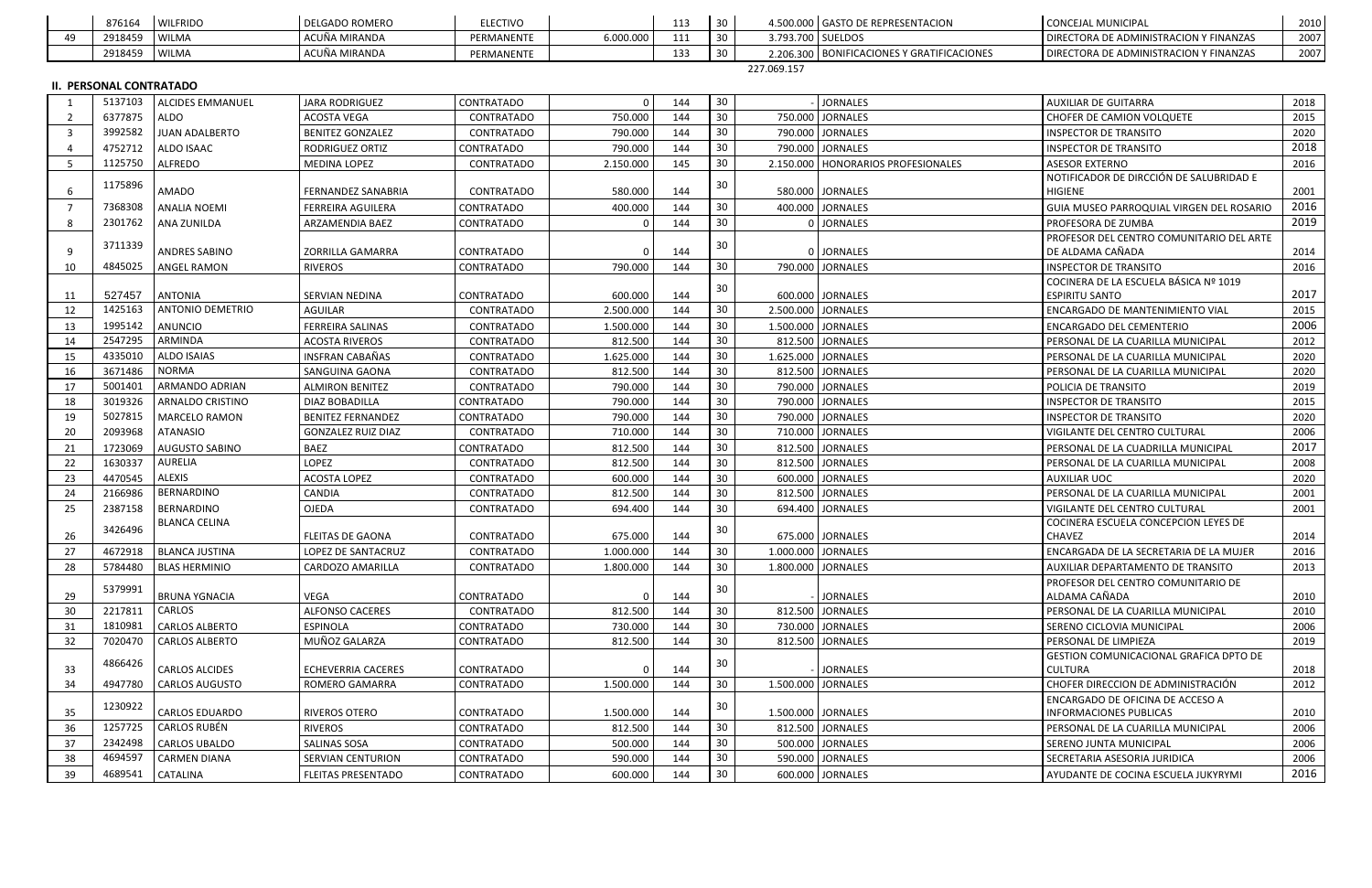|  | 876164 | WILFRIDO | DELGADO ROMERO | ELECTIVO |  | 113 | 30 | 4.500.000 | GASTO DE REPRESENTACION | CONCEJAL MUNICIPAL | 2010 |
|---|---|---|---|---|---|---|---|---|---|---|---|
| 49 | 2918459 | WILMA | ACUÑA MIRANDA | PERMANENTE | 6.000.000 | 111 | 30 | 3.793.700 | SUELDOS | DIRECTORA DE ADMINISTRACION Y FINANZAS | 2007 |
|  | 2918459 | WILMA | ACUÑA MIRANDA | PERMANENTE |  | 133 | 30 | 2.206.300 | BONIFICACIONES Y GRATIFICACIONES | DIRECTORA DE ADMINISTRACION Y FINANZAS | 2007 |
|  |  |  |  |  |  |  |  | 227.069.157 |  |  |  |

**II. PERSONAL CONTRATADO**

|  |  |  |  |  |  |  |  |  |  |  |  |
|---|---|---|---|---|---|---|---|---|---|---|---|
| 1 | 5137103 | ALCIDES EMMANUEL | JARA RODRIGUEZ | CONTRATADO | 0 | 144 | 30 | - | JORNALES | AUXILIAR DE GUITARRA | 2018 |
| 2 | 6377875 | ALDO | ACOSTA VEGA | CONTRATADO | 750.000 | 144 | 30 | 750.000 | JORNALES | CHOFER DE CAMION VOLQUETE | 2015 |
| 3 | 3992582 | JUAN ADALBERTO | BENITEZ GONZALEZ | CONTRATADO | 790.000 | 144 | 30 | 790.000 | JORNALES | INSPECTOR DE TRANSITO | 2020 |
| 4 | 4752712 | ALDO ISAAC | RODRIGUEZ ORTIZ | CONTRATADO | 790.000 | 144 | 30 | 790.000 | JORNALES | INSPECTOR DE TRANSITO | 2018 |
| 5 | 1125750 | ALFREDO | MEDINA LOPEZ | CONTRATADO | 2.150.000 | 145 | 30 | 2.150.000 | HONORARIOS PROFESIONALES | ASESOR EXTERNO | 2016 |
| 6 | 1175896 | AMADO | FERNANDEZ SANABRIA | CONTRATADO | 580.000 | 144 | 30 | 580.000 | JORNALES | NOTIFICADOR DE DIRCCIÓN DE SALUBRIDAD E HIGIENE | 2001 |
| 7 | 7368308 | ANALIA NOEMI | FERREIRA AGUILERA | CONTRATADO | 400.000 | 144 | 30 | 400.000 | JORNALES | GUIA MUSEO PARROQUIAL VIRGEN DEL ROSARIO | 2016 |
| 8 | 2301762 | ANA ZUNILDA | ARZAMENDIA BAEZ | CONTRATADO | 0 | 144 | 30 | 0 | JORNALES | PROFESORA DE ZUMBA | 2019 |
| 9 | 3711339 | ANDRES SABINO | ZORRILLA GAMARRA | CONTRATADO | 0 | 144 | 30 | 0 | JORNALES | PROFESOR DEL CENTRO COMUNITARIO DEL ARTE DE ALDAMA CAÑADA | 2014 |
| 10 | 4845025 | ANGEL RAMON | RIVEROS | CONTRATADO | 790.000 | 144 | 30 | 790.000 | JORNALES | INSPECTOR DE TRANSITO | 2016 |
| 11 | 527457 | ANTONIA | SERVIAN NEDINA | CONTRATADO | 600.000 | 144 | 30 | 600.000 | JORNALES | COCINERA DE LA ESCUELA BÁSICA Nº 1019 ESPIRITU SANTO | 2017 |
| 12 | 1425163 | ANTONIO DEMETRIO | AGUILAR | CONTRATADO | 2.500.000 | 144 | 30 | 2.500.000 | JORNALES | ENCARGADO DE MANTENIMIENTO VIAL | 2015 |
| 13 | 1995142 | ANUNCIO | FERREIRA SALINAS | CONTRATADO | 1.500.000 | 144 | 30 | 1.500.000 | JORNALES | ENCARGADO DEL CEMENTERIO | 2006 |
| 14 | 2547295 | ARMINDA | ACOSTA RIVEROS | CONTRATADO | 812.500 | 144 | 30 | 812.500 | JORNALES | PERSONAL DE LA CUARILLA MUNICIPAL | 2012 |
| 15 | 4335010 | ALDO ISAIAS | INSFRAN CABAÑAS | CONTRATADO | 1.625.000 | 144 | 30 | 1.625.000 | JORNALES | PERSONAL DE LA CUARILLA MUNICIPAL | 2020 |
| 16 | 3671486 | NORMA | SANGUINA GAONA | CONTRATADO | 812.500 | 144 | 30 | 812.500 | JORNALES | PERSONAL DE LA CUARILLA MUNICIPAL | 2020 |
| 17 | 5001401 | ARMANDO ADRIAN | ALMIRON BENITEZ | CONTRATADO | 790.000 | 144 | 30 | 790.000 | JORNALES | POLICIA DE TRANSITO | 2019 |
| 18 | 3019326 | ARNALDO CRISTINO | DIAZ BOBADILLA | CONTRATADO | 790.000 | 144 | 30 | 790.000 | JORNALES | INSPECTOR DE TRANSITO | 2015 |
| 19 | 5027815 | MARCELO RAMON | BENITEZ FERNANDEZ | CONTRATADO | 790.000 | 144 | 30 | 790.000 | JORNALES | INSPECTOR DE TRANSITO | 2020 |
| 20 | 2093968 | ATANASIO | GONZALEZ RUIZ DIAZ | CONTRATADO | 710.000 | 144 | 30 | 710.000 | JORNALES | VIGILANTE DEL CENTRO CULTURAL | 2006 |
| 21 | 1723069 | AUGUSTO SABINO | BAEZ | CONTRATADO | 812.500 | 144 | 30 | 812.500 | JORNALES | PERSONAL DE LA CUADRILLA MUNICIPAL | 2017 |
| 22 | 1630337 | AURELIA | LOPEZ | CONTRATADO | 812.500 | 144 | 30 | 812.500 | JORNALES | PERSONAL DE LA CUARILLA MUNICIPAL | 2008 |
| 23 | 4470545 | ALEXIS | ACOSTA LOPEZ | CONTRATADO | 600.000 | 144 | 30 | 600.000 | JORNALES | AUXILIAR UOC | 2020 |
| 24 | 2166986 | BERNARDINO | CANDIA | CONTRATADO | 812.500 | 144 | 30 | 812.500 | JORNALES | PERSONAL DE LA CUARILLA MUNICIPAL | 2001 |
| 25 | 2387158 | BERNARDINO | OJEDA | CONTRATADO | 694.400 | 144 | 30 | 694.400 | JORNALES | VIGILANTE DEL CENTRO CULTURAL | 2001 |
| 26 | 3426496 | BLANCA CELINA | FLEITAS DE GAONA | CONTRATADO | 675.000 | 144 | 30 | 675.000 | JORNALES | COCINERA ESCUELA CONCEPCION LEYES DE CHAVEZ | 2014 |
| 27 | 4672918 | BLANCA JUSTINA | LOPEZ DE SANTACRUZ | CONTRATADO | 1.000.000 | 144 | 30 | 1.000.000 | JORNALES | ENCARGADA DE LA SECRETARIA DE LA MUJER | 2016 |
| 28 | 5784480 | BLAS HERMINIO | CARDOZO AMARILLA | CONTRATADO | 1.800.000 | 144 | 30 | 1.800.000 | JORNALES | AUXILIAR DEPARTAMENTO DE TRANSITO | 2013 |
| 29 | 5379991 | BRUNA YGNACIA | VEGA | CONTRATADO | 0 | 144 | 30 | - | JORNALES | PROFESOR DEL CENTRO COMUNITARIO DE ALDAMA CAÑADA | 2010 |
| 30 | 2217811 | CARLOS | ALFONSO CACERES | CONTRATADO | 812.500 | 144 | 30 | 812.500 | JORNALES | PERSONAL DE LA CUARILLA MUNICIPAL | 2010 |
| 31 | 1810981 | CARLOS ALBERTO | ESPINOLA | CONTRATADO | 730.000 | 144 | 30 | 730.000 | JORNALES | SERENO CICLOVIA MUNICIPAL | 2006 |
| 32 | 7020470 | CARLOS ALBERTO | MUÑOZ GALARZA | CONTRATADO | 812.500 | 144 | 30 | 812.500 | JORNALES | PERSONAL DE LIMPIEZA | 2019 |
| 33 | 4866426 | CARLOS ALCIDES | ECHEVERRIA CACERES | CONTRATADO | 0 | 144 | 30 | - | JORNALES | GESTION COMUNICACIONAL GRAFICA DPTO DE CULTURA | 2018 |
| 34 | 4947780 | CARLOS AUGUSTO | ROMERO GAMARRA | CONTRATADO | 1.500.000 | 144 | 30 | 1.500.000 | JORNALES | CHOFER DIRECCION DE ADMINISTRACIÓN | 2012 |
| 35 | 1230922 | CARLOS EDUARDO | RIVEROS OTERO | CONTRATADO | 1.500.000 | 144 | 30 | 1.500.000 | JORNALES | ENCARGADO DE OFICINA DE ACCESO A INFORMACIONES PUBLICAS | 2010 |
| 36 | 1257725 | CARLOS RUBÉN | RIVEROS | CONTRATADO | 812.500 | 144 | 30 | 812.500 | JORNALES | PERSONAL DE LA CUARILLA MUNICIPAL | 2006 |
| 37 | 2342498 | CARLOS UBALDO | SALINAS SOSA | CONTRATADO | 500.000 | 144 | 30 | 500.000 | JORNALES | SERENO JUNTA MUNICIPAL | 2006 |
| 38 | 4694597 | CARMEN DIANA | SERVIAN CENTURION | CONTRATADO | 590.000 | 144 | 30 | 590.000 | JORNALES | SECRETARIA ASESORIA JURIDICA | 2006 |
| 39 | 4689541 | CATALINA | FLEITAS PRESENTADO | CONTRATADO | 600.000 | 144 | 30 | 600.000 | JORNALES | AYUDANTE DE COCINA ESCUELA JUKYRYMI | 2016 |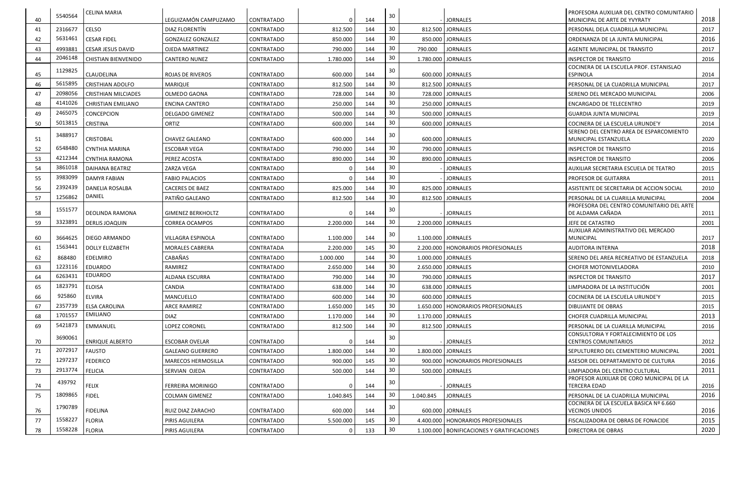| | | | | | | | | | | | |
|---|---|---|---|---|---|---|---|---|---|---|---|
| 40 | 5540564 | CELINA MARIA | LEGUIZAMÓN CAMPUZAMO | CONTRATADO | 0 | 144 | 30 | - | JORNALES | PROFESORA AUXILIAR DEL CENTRO COMUNITARIO MUNICIPAL DE ARTE DE YVYRATY | 2018 |
| 41 | 2316677 | CELSO | DIAZ FLORENTÍN | CONTRATADO | 812.500 | 144 | 30 | 812.500 | JORNALES | PERSONAL DELA CUADRILLA MUNICIPAL | 2017 |
| 42 | 5631461 | CESAR FIDEL | GONZALEZ GONZALEZ | CONTRATADO | 850.000 | 144 | 30 | 850.000 | JORNALES | ORDENANZA DE LA JUNTA MUNICIPAL | 2016 |
| 43 | 4993881 | CESAR JESUS DAVID | OJEDA MARTINEZ | CONTRATADO | 790.000 | 144 | 30 | 790.000 | JORNALES | AGENTE MUNICIPAL DE TRANSITO | 2017 |
| 44 | 2046148 | CHISTIAN BIENVENIDO | CANTERO NUNEZ | CONTRATADO | 1.780.000 | 144 | 30 | 1.780.000 | JORNALES | INSPECTOR DE TRANSITO | 2016 |
| 45 | 1129825 | CLAUDELINA | ROJAS DE RIVEROS | CONTRATADO | 600.000 | 144 | 30 | 600.000 | JORNALES | COCINERA DE LA ESCUELA PROF. ESTANISLAO ESPINOLA | 2014 |
| 46 | 5615895 | CRISTHIAN ADOLFO | MARIQUE | CONTRATADO | 812.500 | 144 | 30 | 812.500 | JORNALES | PERSONAL DE LA CUADRILLA MUNICIPAL | 2017 |
| 47 | 2098056 | CRISTHIAN MILCIADES | OLMEDO GAONA | CONTRATADO | 728.000 | 144 | 30 | 728.000 | JORNALES | SERENO DEL MERCADO MUNICIPAL | 2006 |
| 48 | 4141026 | CHRISTIAN EMILIANO | ENCINA CANTERO | CONTRATADO | 250.000 | 144 | 30 | 250.000 | JORNALES | ENCARGADO DE TELECENTRO | 2019 |
| 49 | 2465075 | CONCEPCION | DELGADO GIMENEZ | CONTRATADO | 500.000 | 144 | 30 | 500.000 | JORNALES | GUARDIA JUNTA MUNICIPAL | 2019 |
| 50 | 5013815 | CRISTINA | ORTIZ | CONTRATADO | 600.000 | 144 | 30 | 600.000 | JORNALES | COCINERA DE LA ESCUELA URUNDE'Y | 2014 |
| 51 | 3488917 | CRISTOBAL | CHAVEZ GALEANO | CONTRATADO | 600.000 | 144 | 30 | 600.000 | JORNALES | SERENO DEL CENTRO AREA DE ESPARCOMIENTO MUNICIPAL ESTANZUELA | 2020 |
| 52 | 6548480 | CYNTHIA MARINA | ESCOBAR VEGA | CONTRATADO | 790.000 | 144 | 30 | 790.000 | JORNALES | INSPECTOR DE TRANSITO | 2016 |
| 53 | 4212344 | CYNTHIA RAMONA | PEREZ ACOSTA | CONTRATADO | 890.000 | 144 | 30 | 890.000 | JORNALES | INSPECTOR DE TRANSITO | 2006 |
| 54 | 3861018 | DAIHANA BEATRIZ | ZARZA VEGA | CONTRATADO | 0 | 144 | 30 | - | JORNALES | AUXILIAR SECRETARIA ESCUELA DE TEATRO | 2015 |
| 55 | 3983099 | DAMYR FABIAN | FABIO PALACIOS | CONTRATADO | 0 | 144 | 30 | - | JORNALES | PROFESOR DE GUITARRA | 2011 |
| 56 | 2392439 | DANELIA ROSALBA | CACERES DE BAEZ | CONTRATADO | 825.000 | 144 | 30 | 825.000 | JORNALES | ASISTENTE DE SECRETARIA DE ACCION SOCIAL | 2010 |
| 57 | 1256862 | DANIEL | PATIÑO GALEANO | CONTRATADO | 812.500 | 144 | 30 | 812.500 | JORNALES | PERSONAL DE LA CUARILLA MUNICIPAL | 2004 |
| 58 | 1551577 | DEOLINDA RAMONA | GIMENEZ BERKHOLTZ | CONTRATADO | 0 | 144 | 30 | - | JORNALES | PROFESORA DEL CENTRO COMUNITARIO DEL ARTE DE ALDAMA CAÑADA | 2011 |
| 59 | 3323891 | DERLIS JOAQUIN | CORREA OCAMPOS | CONTRATADO | 2.200.000 | 144 | 30 | 2.200.000 | JORNALES | JEFE DE CATASTRO | 2001 |
| 60 | 3664625 | DIEGO ARMANDO | VILLAGRA ESPINOLA | CONTRATADO | 1.100.000 | 144 | 30 | 1.100.000 | JORNALES | AUXILIAR ADMINISTRATIVO DEL MERCADO MUNICIPAL | 2017 |
| 61 | 1563441 | DOLLY ELIZABETH | MORALES CABRERA | CONTRATADA | 2.200.000 | 145 | 30 | 2.200.000 | HONORARIOS PROFESIONALES | AUDITORA INTERNA | 2018 |
| 62 | 868480 | EDELMIRO | CABAÑAS | CONTRATADO | 1.000.000 | 144 | 30 | 1.000.000 | JORNALES | SERENO DEL AREA RECREATIVO DE ESTANZUELA | 2018 |
| 63 | 1223116 | EDUARDO | RAMIREZ | CONTRATADO | 2.650.000 | 144 | 30 | 2.650.000 | JORNALES | CHOFER MOTONIVELADORA | 2010 |
| 64 | 6263431 | EDUARDO | ALDANA ESCURRA | CONTRATADO | 790.000 | 144 | 30 | 790.000 | JORNALES | INSPECTOR DE TRANSITO | 2017 |
| 65 | 1823791 | ELOISA | CANDIA | CONTRATADO | 638.000 | 144 | 30 | 638.000 | JORNALES | LIMPIADORA DE LA INSTITUCIÓN | 2001 |
| 66 | 925860 | ELVIRA | MANCUELLO | CONTRATADO | 600.000 | 144 | 30 | 600.000 | JORNALES | COCINERA DE LA ESCUELA URUNDE'Y | 2015 |
| 67 | 2357739 | ELSA CAROLINA | ARCE RAMIREZ | CONTRATADO | 1.650.000 | 145 | 30 | 1.650.000 | HONORARIOS PROFESIONALES | DIBUJANTE DE OBRAS | 2015 |
| 68 | 1701557 | EMILIANO | DIAZ | CONTRATADO | 1.170.000 | 144 | 30 | 1.170.000 | JORNALES | CHOFER CUADRILLA MUNICIPAL | 2013 |
| 69 | 5421873 | EMMANUEL | LOPEZ CORONEL | CONTRATADO | 812.500 | 144 | 30 | 812.500 | JORNALES | PERSONAL DE LA CUARILLA MUNICIPAL | 2016 |
| 70 | 3690061 | ENRIQUE ALBERTO | ESCOBAR OVELAR | CONTRATADO | 0 | 144 | 30 | - | JORNALES | CONSULTORIA Y FORTALECIMIENTO DE LOS CENTROS COMUNITARIOS | 2012 |
| 71 | 2072917 | FAUSTO | GALEANO GUERRERO | CONTRATADO | 1.800.000 | 144 | 30 | 1.800.000 | JORNALES | SEPULTURERO DEL CEMENTERIO MUNICIPAL | 2001 |
| 72 | 1297237 | FEDERICO | MARECOS HERMOSILLA | CONTRATADO | 900.000 | 145 | 30 | 900.000 | HONORARIOS PROFESIONALES | ASESOR DEL DEPARTAMENTO DE CULTURA | 2016 |
| 73 | 2913774 | FELICIA | SERVIAN OJEDA | CONTRATADO | 500.000 | 144 | 30 | 500.000 | JORNALES | LIMPIADORA DEL CENTRO CULTURAL | 2011 |
| 74 | 439792 | FELIX | FERREIRA MORINIGO | CONTRATADO | 0 | 144 | 30 | - | JORNALES | PROFESOR AUXILIAR DE CORO MUNICIPAL DE LA TERCERA EDAD | 2016 |
| 75 | 1809865 | FIDEL | COLMAN GIMENEZ | CONTRATADO | 1.040.845 | 144 | 30 | 1.040.845 | JORNALES | PERSONAL DE LA CUADRILLA MUNICIPAL | 2016 |
| 76 | 1790789 | FIDELINA | RUIZ DIAZ ZARACHO | CONTRATADO | 600.000 | 144 | 30 | 600.000 | JORNALES | COCINERA DE LA ESCUELA BASICA Nº 6.660 VECINOS UNIDOS | 2016 |
| 77 | 1558227 | FLORIA | PIRIS AGUILERA | CONTRATADO | 5.500.000 | 145 | 30 | 4.400.000 | HONORARIOS PROFESIONALES | FISCALIZADORA DE OBRAS DE FONACIDE | 2015 |
| 78 | 1558228 | FLORIA | PIRIS AGUILERA | CONTRATADO | 0 | 133 | 30 | 1.100.000 | BONIFICACIONES Y GRATIFICACIONES | DIRECTORA DE OBRAS | 2020 |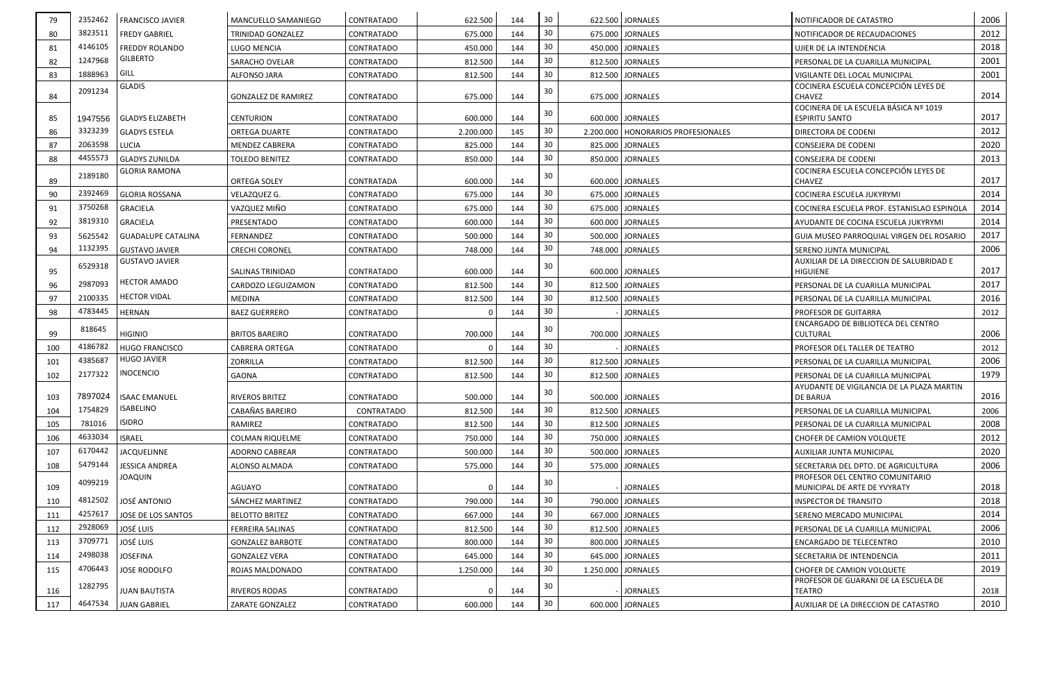| | | | | | | | | | | | |
|---|---|---|---|---|---|---|---|---|---|---|---|
| 79 | 2352462 | FRANCISCO JAVIER | MANCUELLO SAMANIEGO | CONTRATADO | 622.500 | 144 | 30 | 622.500 | JORNALES | NOTIFICADOR DE CATASTRO | 2006 |
| 80 | 3823511 | FREDY GABRIEL | TRINIDAD GONZALEZ | CONTRATADO | 675.000 | 144 | 30 | 675.000 | JORNALES | NOTIFICADOR DE RECAUDACIONES | 2012 |
| 81 | 4146105 | FREDDY ROLANDO | LUGO MENCIA | CONTRATADO | 450.000 | 144 | 30 | 450.000 | JORNALES | UJIER DE LA INTENDENCIA | 2018 |
| 82 | 1247968 | GILBERTO | SARACHO OVELAR | CONTRATADO | 812.500 | 144 | 30 | 812.500 | JORNALES | PERSONAL DE LA CUARILLA MUNICIPAL | 2001 |
| 83 | 1888963 | GILL | ALFONSO JARA | CONTRATADO | 812.500 | 144 | 30 | 812.500 | JORNALES | VIGILANTE DEL LOCAL MUNICIPAL | 2001 |
| 84 | 2091234 | GLADIS | GONZALEZ DE RAMIREZ | CONTRATADO | 675.000 | 144 | 30 | 675.000 | JORNALES | COCINERA ESCUELA CONCEPCIÓN LEYES DE CHAVEZ | 2014 |
| 85 | 1947556 | GLADYS ELIZABETH | CENTURION | CONTRATADO | 600.000 | 144 | 30 | 600.000 | JORNALES | COCINERA DE LA ESCUELA BÁSICA Nº 1019 ESPIRITU SANTO | 2017 |
| 86 | 3323239 | GLADYS ESTELA | ORTEGA DUARTE | CONTRATADO | 2.200.000 | 145 | 30 | 2.200.000 | HONORARIOS PROFESIONALES | DIRECTORA DE CODENI | 2012 |
| 87 | 2063598 | LUCIA | MENDEZ CABRERA | CONTRATADO | 825.000 | 144 | 30 | 825.000 | JORNALES | CONSEJERA DE CODENI | 2020 |
| 88 | 4455573 | GLADYS ZUNILDA | TOLEDO BENITEZ | CONTRATADO | 850.000 | 144 | 30 | 850.000 | JORNALES | CONSEJERA DE CODENI | 2013 |
| 89 | 2189180 | GLORIA RAMONA | ORTEGA SOLEY | CONTRATADA | 600.000 | 144 | 30 | 600.000 | JORNALES | COCINERA ESCUELA CONCEPCIÓN LEYES DE CHAVEZ | 2017 |
| 90 | 2392469 | GLORIA ROSSANA | VELAZQUEZ G. | CONTRATADO | 675.000 | 144 | 30 | 675.000 | JORNALES | COCINERA ESCUELA JUKYRYMI | 2014 |
| 91 | 3750268 | GRACIELA | VAZQUEZ MIÑO | CONTRATADO | 675.000 | 144 | 30 | 675.000 | JORNALES | COCINERA ESCUELA PROF. ESTANISLAO ESPINOLA | 2014 |
| 92 | 3819310 | GRACIELA | PRESENTADO | CONTRATADO | 600.000 | 144 | 30 | 600.000 | JORNALES | AYUDANTE DE COCINA ESCUELA JUKYRYMI | 2014 |
| 93 | 5625542 | GUADALUPE CATALINA | FERNANDEZ | CONTRATADO | 500.000 | 144 | 30 | 500.000 | JORNALES | GUIA MUSEO PARROQUIAL VIRGEN DEL ROSARIO | 2017 |
| 94 | 1132395 | GUSTAVO JAVIER | CRECHI CORONEL | CONTRATADO | 748.000 | 144 | 30 | 748.000 | JORNALES | SERENO JUNTA MUNICIPAL | 2006 |
| 95 | 6529318 | GUSTAVO JAVIER | SALINAS TRINIDAD | CONTRATADO | 600.000 | 144 | 30 | 600.000 | JORNALES | AUXILIAR DE LA DIRECCION DE SALUBRIDAD E HIGUIENE | 2017 |
| 96 | 2987093 | HECTOR AMADO | CARDOZO LEGUIZAMON | CONTRATADO | 812.500 | 144 | 30 | 812.500 | JORNALES | PERSONAL DE LA CUARILLA MUNICIPAL | 2017 |
| 97 | 2100335 | HECTOR VIDAL | MEDINA | CONTRATADO | 812.500 | 144 | 30 | 812.500 | JORNALES | PERSONAL DE LA CUARILLA MUNICIPAL | 2016 |
| 98 | 4783445 | HERNAN | BAEZ GUERRERO | CONTRATADO | 0 | 144 | 30 | - | JORNALES | PROFESOR DE GUITARRA | 2012 |
| 99 | 818645 | HIGINIO | BRITOS BAREIRO | CONTRATADO | 700.000 | 144 | 30 | 700.000 | JORNALES | ENCARGADO DE BIBLIOTECA DEL CENTRO CULTURAL | 2006 |
| 100 | 4186782 | HUGO FRANCISCO | CABRERA ORTEGA | CONTRATADO | 0 | 144 | 30 | - | JORNALES | PROFESOR DEL TALLER DE TEATRO | 2012 |
| 101 | 4385687 | HUGO JAVIER | ZORRILLA | CONTRATADO | 812.500 | 144 | 30 | 812.500 | JORNALES | PERSONAL DE LA CUARILLA MUNICIPAL | 2006 |
| 102 | 2177322 | INOCENCIO | GAONA | CONTRATADO | 812.500 | 144 | 30 | 812.500 | JORNALES | PERSONAL DE LA CUARILLA MUNICIPAL | 1979 |
| 103 | 7897024 | ISAAC EMANUEL | RIVEROS BRITEZ | CONTRATADO | 500.000 | 144 | 30 | 500.000 | JORNALES | AYUDANTE DE VIGILANCIA DE LA PLAZA MARTIN DE BARUA | 2016 |
| 104 | 1754829 | ISABELINO | CABAÑAS BAREIRO | CONTRATADO | 812.500 | 144 | 30 | 812.500 | JORNALES | PERSONAL DE LA CUARILLA MUNICIPAL | 2006 |
| 105 | 781016 | ISIDRO | RAMIREZ | CONTRATADO | 812.500 | 144 | 30 | 812.500 | JORNALES | PERSONAL DE LA CUARILLA MUNICIPAL | 2008 |
| 106 | 4633034 | ISRAEL | COLMAN RIQUELME | CONTRATADO | 750.000 | 144 | 30 | 750.000 | JORNALES | CHOFER DE CAMION VOLQUETE | 2012 |
| 107 | 6170442 | JACQUELINNE | ADORNO CABREAR | CONTRATADO | 500.000 | 144 | 30 | 500.000 | JORNALES | AUXILIAR JUNTA MUNICIPAL | 2020 |
| 108 | 5479144 | JESSICA ANDREA | ALONSO ALMADA | CONTRATADO | 575.000 | 144 | 30 | 575.000 | JORNALES | SECRETARIA DEL DPTO. DE AGRICULTURA | 2006 |
| 109 | 4099219 | JOAQUIN | AGUAYO | CONTRATADO | 0 | 144 | 30 | - | JORNALES | PROFESOR DEL CENTRO COMUNITARIO MUNICIPAL DE ARTE DE YVYRATY | 2018 |
| 110 | 4812502 | JOSÉ ANTONIO | SÁNCHEZ MARTINEZ | CONTRATADO | 790.000 | 144 | 30 | 790.000 | JORNALES | INSPECTOR DE TRANSITO | 2018 |
| 111 | 4257617 | JOSE DE LOS SANTOS | BELOTTO BRITEZ | CONTRATADO | 667.000 | 144 | 30 | 667.000 | JORNALES | SERENO MERCADO MUNICIPAL | 2014 |
| 112 | 2928069 | JOSÉ LUIS | FERREIRA SALINAS | CONTRATADO | 812.500 | 144 | 30 | 812.500 | JORNALES | PERSONAL DE LA CUARILLA MUNICIPAL | 2006 |
| 113 | 3709771 | JOSÉ LUIS | GONZALEZ BARBOTE | CONTRATADO | 800.000 | 144 | 30 | 800.000 | JORNALES | ENCARGADO DE TELECENTRO | 2010 |
| 114 | 2498038 | JOSEFINA | GONZALEZ VERA | CONTRATADO | 645.000 | 144 | 30 | 645.000 | JORNALES | SECRETARIA DE INTENDENCIA | 2011 |
| 115 | 4706443 | JOSE RODOLFO | ROJAS MALDONADO | CONTRATADO | 1.250.000 | 144 | 30 | 1.250.000 | JORNALES | CHOFER DE CAMION VOLQUETE | 2019 |
| 116 | 1282795 | JUAN BAUTISTA | RIVEROS RODAS | CONTRATADO | 0 | 144 | 30 | - | JORNALES | PROFESOR DE GUARANI DE LA ESCUELA DE TEATRO | 2018 |
| 117 | 4647534 | JUAN GABRIEL | ZARATE GONZALEZ | CONTRATADO | 600.000 | 144 | 30 | 600.000 | JORNALES | AUXILIAR DE LA DIRECCION DE CATASTRO | 2010 |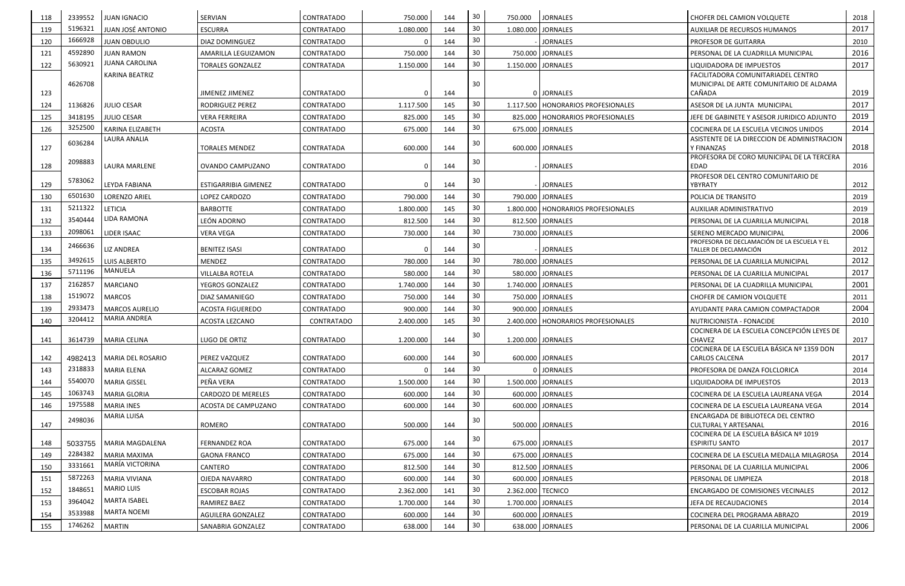| 118 | 2339552 | JUAN IGNACIO | SERVIAN | CONTRATADO | 750.000 | 144 | 30 | 750.000 | JORNALES | CHOFER DEL CAMION VOLQUETE | 2018 |
|---|---|---|---|---|---|---|---|---|---|---|---|
| 119 | 5196321 | JUAN JOSÉ ANTONIO | ESCURRA | CONTRATADO | 1.080.000 | 144 | 30 | 1.080.000 | JORNALES | AUXILIAR DE RECURSOS HUMANOS | 2017 |
| 120 | 1666928 | JUAN OBDULIO | DIAZ DOMINGUEZ | CONTRATADO | 0 | 144 | 30 | - | JORNALES | PROFESOR DE GUITARRA | 2010 |
| 121 | 4592890 | JUAN RAMON | AMARILLA LEGUIZAMON | CONTRATADO | 750.000 | 144 | 30 | 750.000 | JORNALES | PERSONAL DE LA CUADRILLA MUNICIPAL | 2016 |
| 122 | 5630921 | JUANA CAROLINA | TORALES GONZALEZ | CONTRATADA | 1.150.000 | 144 | 30 | 1.150.000 | JORNALES | LIQUIDADORA DE IMPUESTOS | 2017 |
| 123 | 4626708 | KARINA BEATRIZ | JIMENEZ JIMENEZ | CONTRATADO | 0 | 144 | 30 | 0 | JORNALES | FACILITADORA COMUNITARIADEL CENTRO MUNICIPAL DE ARTE COMUNITARIO DE ALDAMA CAÑADA | 2019 |
| 124 | 1136826 | JULIO CESAR | RODRIGUEZ PEREZ | CONTRATADO | 1.117.500 | 145 | 30 | 1.117.500 | HONORARIOS PROFESIONALES | ASESOR DE LA JUNTA MUNICIPAL | 2017 |
| 125 | 3418195 | JULIO CESAR | VERA FERREIRA | CONTRATADO | 825.000 | 145 | 30 | 825.000 | HONORARIOS PROFESIONALES | JEFE DE GABINETE Y ASESOR JURIDICO ADJUNTO | 2019 |
| 126 | 3252500 | KARINA ELIZABETH | ACOSTA | CONTRATADO | 675.000 | 144 | 30 | 675.000 | JORNALES | COCINERA DE LA ESCUELA VECINOS UNIDOS | 2014 |
| 127 | 6036284 | LAURA ANALIA | TORALES MENDEZ | CONTRATADA | 600.000 | 144 | 30 | 600.000 | JORNALES | ASISTENTE DE LA DIRECCION DE ADMINISTRACION Y FINANZAS | 2018 |
| 128 | 2098883 | LAURA MARLENE | OVANDO CAMPUZANO | CONTRATADO | 0 | 144 | 30 | - | JORNALES | PROFESORA DE CORO MUNICIPAL DE LA TERCERA EDAD | 2016 |
| 129 | 5783062 | LEYDA FABIANA | ESTIGARRIBIA GIMENEZ | CONTRATADO | 0 | 144 | 30 | - | JORNALES | PROFESOR DEL CENTRO COMUNITARIO DE YBYRATY | 2012 |
| 130 | 6501630 | LORENZO ARIEL | LOPEZ CARDOZO | CONTRATADO | 790.000 | 144 | 30 | 790.000 | JORNALES | POLICIA DE TRANSITO | 2019 |
| 131 | 5211322 | LETICIA | BARBOTTE | CONTRATADO | 1.800.000 | 145 | 30 | 1.800.000 | HONORARIOS PROFESIONALES | AUXILIAR ADMINISTRATIVO | 2019 |
| 132 | 3540444 | LIDA RAMONA | LEÓN ADORNO | CONTRATADO | 812.500 | 144 | 30 | 812.500 | JORNALES | PERSONAL DE LA CUARILLA MUNICIPAL | 2018 |
| 133 | 2098061 | LIDER ISAAC | VERA VEGA | CONTRATADO | 730.000 | 144 | 30 | 730.000 | JORNALES | SERENO MERCADO MUNICIPAL | 2006 |
| 134 | 2466636 | LIZ ANDREA | BENITEZ ISASI | CONTRATADO | 0 | 144 | 30 | - | JORNALES | PROFESORA DE DECLAMACIÓN DE LA ESCUELA Y EL TALLER DE DECLAMACIÓN | 2012 |
| 135 | 3492615 | LUIS ALBERTO | MENDEZ | CONTRATADO | 780.000 | 144 | 30 | 780.000 | JORNALES | PERSONAL DE LA CUARILLA MUNICIPAL | 2012 |
| 136 | 5711196 | MANUELA | VILLALBA ROTELA | CONTRATADO | 580.000 | 144 | 30 | 580.000 | JORNALES | PERSONAL DE LA CUARILLA MUNICIPAL | 2017 |
| 137 | 2162857 | MARCIANO | YEGROS GONZALEZ | CONTRATADO | 1.740.000 | 144 | 30 | 1.740.000 | JORNALES | PERSONAL DE LA CUADRILLA MUNICIPAL | 2001 |
| 138 | 1519072 | MARCOS | DIAZ SAMANIEGO | CONTRATADO | 750.000 | 144 | 30 | 750.000 | JORNALES | CHOFER DE CAMION VOLQUETE | 2011 |
| 139 | 2933473 | MARCOS AURELIO | ACOSTA FIGUEREDO | CONTRATADO | 900.000 | 144 | 30 | 900.000 | JORNALES | AYUDANTE PARA CAMION COMPACTADOR | 2004 |
| 140 | 3204412 | MARIA ANDREA | ACOSTA LEZCANO | CONTRATADO | 2.400.000 | 145 | 30 | 2.400.000 | HONORARIOS PROFESIONALES | NUTRICIONISTA - FONACIDE | 2010 |
| 141 | 3614739 | MARIA CELINA | LUGO DE ORTIZ | CONTRATADO | 1.200.000 | 144 | 30 | 1.200.000 | JORNALES | COCINERA DE LA ESCUELA CONCEPCIÓN LEYES DE CHAVEZ | 2017 |
| 142 | 4982413 | MARIA DEL ROSARIO | PEREZ VAZQUEZ | CONTRATADO | 600.000 | 144 | 30 | 600.000 | JORNALES | COCINERA DE LA ESCUELA BÁSICA Nº 1359 DON CARLOS CALCENA | 2017 |
| 143 | 2318833 | MARIA ELENA | ALCARAZ GOMEZ | CONTRATADO | 0 | 144 | 30 | 0 | JORNALES | PROFESORA DE DANZA FOLCLORICA | 2014 |
| 144 | 5540070 | MARIA GISSEL | PEÑA VERA | CONTRATADO | 1.500.000 | 144 | 30 | 1.500.000 | JORNALES | LIQUIDADORA DE IMPUESTOS | 2013 |
| 145 | 1063743 | MARIA GLORIA | CARDOZO DE MERELES | CONTRATADO | 600.000 | 144 | 30 | 600.000 | JORNALES | COCINERA DE LA ESCUELA LAUREANA VEGA | 2014 |
| 146 | 1975588 | MARIA INES | ACOSTA DE CAMPUZANO | CONTRATADO | 600.000 | 144 | 30 | 600.000 | JORNALES | COCINERA DE LA ESCUELA LAUREANA VEGA | 2014 |
| 147 | 2498036 | MARIA LUISA | ROMERO | CONTRATADO | 500.000 | 144 | 30 | 500.000 | JORNALES | ENCARGADA DE BIBLIOTECA DEL CENTRO CULTURAL Y ARTESANAL | 2016 |
| 148 | 5033755 | MARIA MAGDALENA | FERNANDEZ ROA | CONTRATADO | 675.000 | 144 | 30 | 675.000 | JORNALES | COCINERA DE LA ESCUELA BÁSICA Nº 1019 ESPIRITU SANTO | 2017 |
| 149 | 2284382 | MARIA MAXIMA | GAONA FRANCO | CONTRATADO | 675.000 | 144 | 30 | 675.000 | JORNALES | COCINERA DE LA ESCUELA MEDALLA MILAGROSA | 2014 |
| 150 | 3331661 | MARÍA VICTORINA | CANTERO | CONTRATADO | 812.500 | 144 | 30 | 812.500 | JORNALES | PERSONAL DE LA CUARILLA MUNICIPAL | 2006 |
| 151 | 5872263 | MARIA VIVIANA | OJEDA NAVARRO | CONTRATADO | 600.000 | 144 | 30 | 600.000 | JORNALES | PERSONAL DE LIMPIEZA | 2018 |
| 152 | 1848651 | MARIO LUIS | ESCOBAR ROJAS | CONTRATADO | 2.362.000 | 141 | 30 | 2.362.000 | TECNICO | ENCARGADO DE COMISIONES VECINALES | 2012 |
| 153 | 3964042 | MARTA ISABEL | RAMIREZ BAEZ | CONTRATADO | 1.700.000 | 144 | 30 | 1.700.000 | JORNALES | JEFA DE RECAUDACIONES | 2014 |
| 154 | 3533988 | MARTA NOEMI | AGUILERA GONZALEZ | CONTRATADO | 600.000 | 144 | 30 | 600.000 | JORNALES | COCINERA DEL PROGRAMA ABRAZO | 2019 |
| 155 | 1746262 | MARTIN | SANABRIA GONZALEZ | CONTRATADO | 638.000 | 144 | 30 | 638.000 | JORNALES | PERSONAL DE LA CUARILLA MUNICIPAL | 2006 |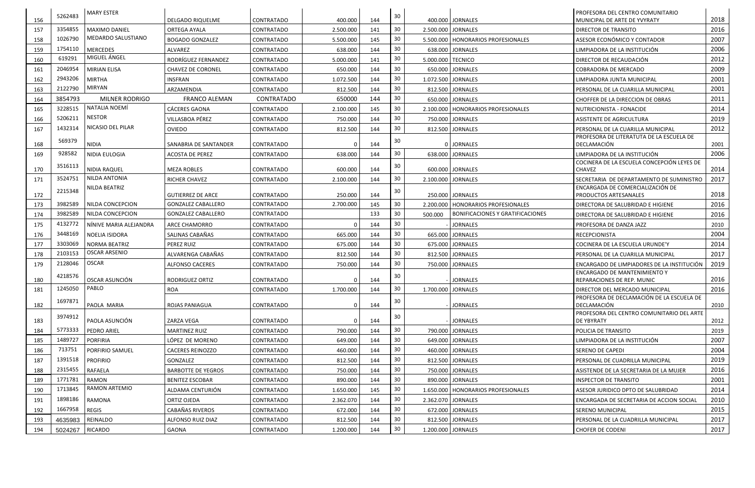| 156 | 5262483 | MARY ESTER | DELGADO RIQUELME | CONTRATADO | 400.000 | 144 | 30 | 400.000 | JORNALES | PROFESORA DEL CENTRO COMUNITARIO MUNICIPAL DE ARTE DE YVYRATY | 2018 |
|---|---|---|---|---|---|---|---|---|---|---|---|
| 157 | 3354855 | MAXIMO DANIEL | ORTEGA AYALA | CONTRATADO | 2.500.000 | 141 | 30 | 2.500.000 | JORNALES | DIRECTOR DE TRANSITO | 2016 |
| 158 | 1026790 | MEDARDO SALUSTIANO | BOGADO GONZALEZ | CONTRATADO | 5.500.000 | 145 | 30 | 5.500.000 | HONORARIOS PROFESIONALES | ASESOR ECONÓMICO Y CONTADOR | 2007 |
| 159 | 1754110 | MERCEDES | ALVAREZ | CONTRATADO | 638.000 | 144 | 30 | 638.000 | JORNALES | LIMPIADORA DE LA INSTITUCIÓN | 2006 |
| 160 | 619291 | MIGUEL ÁNGEL | RODRÍGUEZ FERNANDEZ | CONTRATADO | 5.000.000 | 141 | 30 | 5.000.000 | TECNICO | DIRECTOR DE RECAUDACIÓN | 2012 |
| 161 | 2046954 | MIRIAN ELISA | CHAVEZ DE CORONEL | CONTRATADO | 650.000 | 144 | 30 | 650.000 | JORNALES | COBRADORA DE MERCADO | 2009 |
| 162 | 2943206 | MIRTHA | INSFRAN | CONTRATADO | 1.072.500 | 144 | 30 | 1.072.500 | JORNALES | LIMPIADORA JUNTA MUNICIPAL | 2001 |
| 163 | 2122790 | MIRYAN | ARZAMENDIA | CONTRATADO | 812.500 | 144 | 30 | 812.500 | JORNALES | PERSONAL DE LA CUARILLA MUNICIPAL | 2001 |
| 164 | 3854793 | MILNER RODRIGO | FRANCO ALEMAN | CONTRATADO | 650000 | 144 | 30 | 650.000 | JORNALES | CHOFFER DE LA DIRECCION DE OBRAS | 2011 |
| 165 | 3228515 | NATALIA NOEMÍ | CÁCERES GAONA | CONTRATADO | 2.100.000 | 145 | 30 | 2.100.000 | HONORARIOS PROFESIONALES | NUTRICIONISTA - FONACIDE | 2014 |
| 166 | 5206211 | NESTOR | VILLASBOA PÉREZ | CONTRATADO | 750.000 | 144 | 30 | 750.000 | JORNALES | ASISTENTE DE AGRICULTURA | 2019 |
| 167 | 1432314 | NICASIO DEL PILAR | OVIEDO | CONTRATADO | 812.500 | 144 | 30 | 812.500 | JORNALES | PERSONAL DE LA CUARILLA MUNICIPAL | 2012 |
| 168 | 569379 | NIDIA | SANABRIA DE SANTANDER | CONTRATADO | 0 | 144 | 30 | 0 | JORNALES | PROFESORA DE LITERATUTA DE LA ESCUELA DE DECLAMACIÓN | 2001 |
| 169 | 928582 | NIDIA EULOGIA | ACOSTA DE PEREZ | CONTRATADO | 638.000 | 144 | 30 | 638.000 | JORNALES | LIMPIADORA DE LA INSTITUCIÓN | 2006 |
| 170 | 3516113 | NIDIA RAQUEL | MEZA ROBLES | CONTRATADO | 600.000 | 144 | 30 | 600.000 | JORNALES | COCINERA DE LA ESCUELA CONCEPCIÓN LEYES DE CHAVEZ | 2014 |
| 171 | 3524751 | NILDA ANTONIA | RICHER CHAVEZ | CONTRATADO | 2.100.000 | 144 | 30 | 2.100.000 | JORNALES | SECRETARIA DE DEPARTAMENTO DE SUMINISTRO | 2017 |
| 172 | 2215348 | NILDA BEATRIZ | GUTIERREZ DE ARCE | CONTRATADO | 250.000 | 144 | 30 | 250.000 | JORNALES | ENCARGADA DE COMERCIALIZACIÓN DE PRODUCTOS ARTESANALES | 2018 |
| 173 | 3982589 | NILDA CONCEPCION | GONZALEZ CABALLERO | CONTRATADO | 2.700.000 | 145 | 30 | 2.200.000 | HONORARIOS PROFESIONALES | DIRECTORA DE SALUBRIDAD E HIGIENE | 2016 |
| 174 | 3982589 | NILDA CONCEPCION | GONZALEZ CABALLERO | CONTRATADO | | 133 | 30 | 500.000 | BONIFICACIONES Y GRATIFICACIONES | DIRECTORA DE SALUBRIDAD E HIGIENE | 2016 |
| 175 | 4132772 | NÍNIVE MARIA ALEJANDRA | ARCE CHAMORRO | CONTRATADO | 0 | 144 | 30 | - | JORNALES | PROFESORA DE DANZA JAZZ | 2010 |
| 176 | 3448169 | NOELIA ISIDORA | SALINAS CABAÑAS | CONTRATADO | 665.000 | 144 | 30 | 665.000 | JORNALES | RECEPCIONISTA | 2004 |
| 177 | 3303069 | NORMA BEATRIZ | PEREZ RUIZ | CONTRATADO | 675.000 | 144 | 30 | 675.000 | JORNALES | COCINERA DE LA ESCUELA URUNDE'Y | 2014 |
| 178 | 2103153 | OSCAR ARSENIO | ALVARENGA CABAÑAS | CONTRATADO | 812.500 | 144 | 30 | 812.500 | JORNALES | PERSONAL DE LA CUARILLA MUNICIPAL | 2017 |
| 179 | 2128046 | OSCAR | ALFONSO CACERES | CONTRATADO | 750.000 | 144 | 30 | 750.000 | JORNALES | ENCARGADO DE LIMPIADORES DE LA INSTITUCIÓN | 2019 |
| 180 | 4218576 | OSCAR ASUNCIÓN | RODRIGUEZ ORTIZ | CONTRATADO | 0 | 144 | 30 | - | JORNALES | ENCARGADO DE MANTENIMIENTO Y REPARACIONES DE REP. MUNIC | 2016 |
| 181 | 1245050 | PABLO | ROA | CONTRATADO | 1.700.000 | 144 | 30 | 1.700.000 | JORNALES | DIRECTOR DEL MERCADO MUNICIPAL | 2016 |
| 182 | 1697871 | PAOLA MARIA | ROJAS PANIAGUA | CONTRATADO | 0 | 144 | 30 | - | JORNALES | PROFESORA DE DECLAMACIÓN DE LA ESCUELA DE DECLAMACIÓN | 2010 |
| 183 | 3974912 | PAOLA ASUNCIÓN | ZARZA VEGA | CONTRATADO | 0 | 144 | 30 | - | JORNALES | PROFESORA DEL CENTRO COMUNITARIO DEL ARTE DE YBYRATY | 2012 |
| 184 | 5773333 | PEDRO ARIEL | MARTINEZ RUIZ | CONTRATADO | 790.000 | 144 | 30 | 790.000 | JORNALES | POLICIA DE TRANSITO | 2019 |
| 185 | 1489727 | PORFIRIA | LÓPEZ DE MORENO | CONTRATADO | 649.000 | 144 | 30 | 649.000 | JORNALES | LIMPIADORA DE LA INSTITUCIÓN | 2007 |
| 186 | 713751 | PORFIRIO SAMUEL | CACERES REINOZZO | CONTRATADO | 460.000 | 144 | 30 | 460.000 | JORNALES | SERENO DE CAPEDI | 2004 |
| 187 | 1391518 | PROFIRIO | GONZALEZ | CONTRATADO | 812.500 | 144 | 30 | 812.500 | JORNALES | PERSONAL DE CUADRILLA MUNICIPAL | 2019 |
| 188 | 2315455 | RAFAELA | BARBOTTE DE YEGROS | CONTRATADO | 750.000 | 144 | 30 | 750.000 | JORNALES | ASISTENDE DE LA SECRETARIA DE LA MUJER | 2016 |
| 189 | 1771781 | RAMON | BENITEZ ESCOBAR | CONTRATADO | 890.000 | 144 | 30 | 890.000 | JORNALES | INSPECTOR DE TRANSITO | 2001 |
| 190 | 1713845 | RAMON ARTEMIO | ALDAMA CENTURIÓN | CONTRATADO | 1.650.000 | 145 | 30 | 1.650.000 | HONORARIOS PROFESIONALES | ASESOR JURIDICO DPTO DE SALUBRIDAD | 2014 |
| 191 | 1898186 | RAMONA | ORTIZ OJEDA | CONTRATADO | 2.362.070 | 144 | 30 | 2.362.070 | JORNALES | ENCARGADA DE SECRETARIA DE ACCION SOCIAL | 2010 |
| 192 | 1667958 | REGIS | CABAÑAS RIVEROS | CONTRATADO | 672.000 | 144 | 30 | 672.000 | JORNALES | SERENO MUNICIPAL | 2015 |
| 193 | 4635983 | REINALDO | ALFONSO RUIZ DIAZ | CONTRATADO | 812.500 | 144 | 30 | 812.500 | JORNALES | PERSONAL DE LA CUADRILLA MUNICIPAL | 2017 |
| 194 | 5024267 | RICARDO | GAONA | CONTRATADO | 1.200.000 | 144 | 30 | 1.200.000 | JORNALES | CHOFER DE CODENI | 2017 |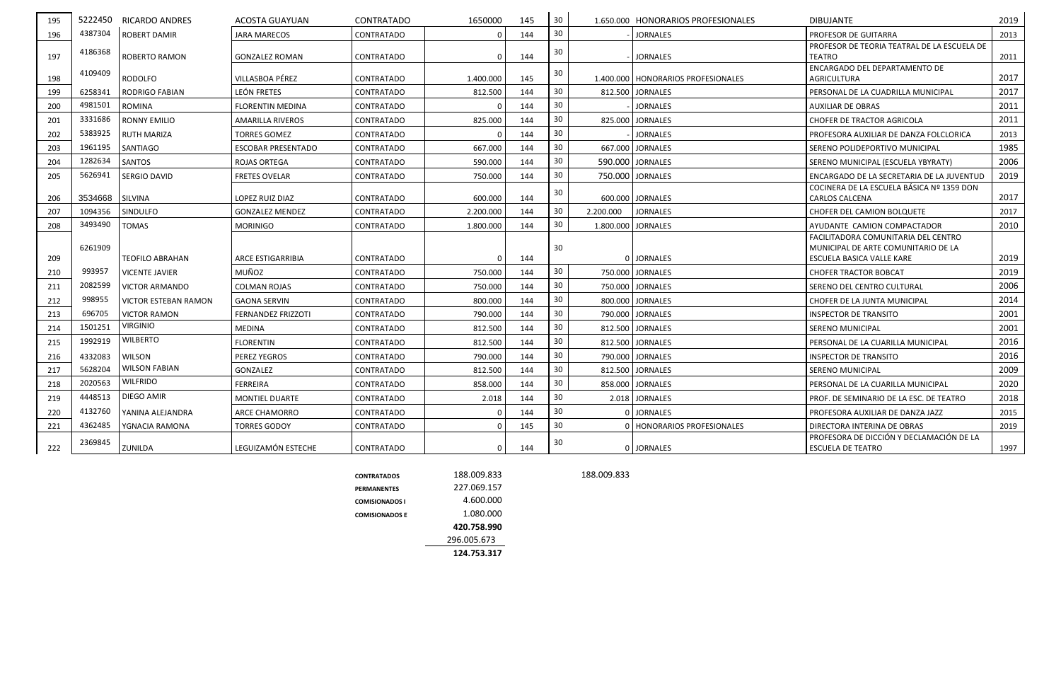| 195 | 5222450 | RICARDO ANDRES | ACOSTA GUAYUAN | CONTRATADO | 1650000 | 145 | 30 | 1.650.000 | HONORARIOS PROFESIONALES | DIBUJANTE | 2019 |
|---|---|---|---|---|---|---|---|---|---|---|---|
| 196 | 4387304 | ROBERT DAMIR | JARA MARECOS | CONTRATADO | 0 | 144 | 30 | - | JORNALES | PROFESOR DE GUITARRA | 2013 |
| 197 | 4186368 | ROBERTO RAMON | GONZALEZ ROMAN | CONTRATADO | 0 | 144 | 30 | - | JORNALES | PROFESOR DE TEORIA TEATRAL DE LA ESCUELA DE TEATRO | 2011 |
| 198 | 4109409 | RODOLFO | VILLASBOA PÉREZ | CONTRATADO | 1.400.000 | 145 | 30 | 1.400.000 | HONORARIOS PROFESIONALES | ENCARGADO DEL DEPARTAMENTO DE AGRICULTURA | 2017 |
| 199 | 6258341 | RODRIGO FABIAN | LEÓN FRETES | CONTRATADO | 812.500 | 144 | 30 | 812.500 | JORNALES | PERSONAL DE LA CUADRILLA MUNICIPAL | 2017 |
| 200 | 4981501 | ROMINA | FLORENTIN MEDINA | CONTRATADO | 0 | 144 | 30 | - | JORNALES | AUXILIAR DE OBRAS | 2011 |
| 201 | 3331686 | RONNY EMILIO | AMARILLA RIVEROS | CONTRATADO | 825.000 | 144 | 30 | 825.000 | JORNALES | CHOFER DE TRACTOR AGRICOLA | 2011 |
| 202 | 5383925 | RUTH MARIZA | TORRES GOMEZ | CONTRATADO | 0 | 144 | 30 | - | JORNALES | PROFESORA AUXILIAR DE DANZA FOLCLORICA | 2013 |
| 203 | 1961195 | SANTIAGO | ESCOBAR PRESENTADO | CONTRATADO | 667.000 | 144 | 30 | 667.000 | JORNALES | SERENO POLIDEPORTIVO MUNICIPAL | 1985 |
| 204 | 1282634 | SANTOS | ROJAS ORTEGA | CONTRATADO | 590.000 | 144 | 30 | 590.000 | JORNALES | SERENO MUNICIPAL (ESCUELA YBYRATY) | 2006 |
| 205 | 5626941 | SERGIO DAVID | FRETES OVELAR | CONTRATADO | 750.000 | 144 | 30 | 750.000 | JORNALES | ENCARGADO DE LA SECRETARIA DE LA JUVENTUD | 2019 |
| 206 | 3534668 | SILVINA | LOPEZ RUIZ DIAZ | CONTRATADO | 600.000 | 144 | 30 | 600.000 | JORNALES | COCINERA DE LA ESCUELA BÁSICA Nº 1359 DON CARLOS CALCENA | 2017 |
| 207 | 1094356 | SINDULFO | GONZALEZ MENDEZ | CONTRATADO | 2.200.000 | 144 | 30 | 2.200.000 | JORNALES | CHOFER DEL CAMION BOLQUETE | 2017 |
| 208 | 3493490 | TOMAS | MORINIGO | CONTRATADO | 1.800.000 | 144 | 30 | 1.800.000 | JORNALES | AYUDANTE CAMION COMPACTADOR | 2010 |
| 209 | 6261909 | TEOFILO ABRAHAN | ARCE ESTIGARRIBIA | CONTRATADO | 0 | 144 | 30 | 0 | JORNALES | FACILITADORA COMUNITARIA DEL CENTRO MUNICIPAL DE ARTE COMUNITARIO DE LA ESCUELA BASICA VALLE KARE | 2019 |
| 210 | 993957 | VICENTE JAVIER | MUÑOZ | CONTRATADO | 750.000 | 144 | 30 | 750.000 | JORNALES | CHOFER TRACTOR BOBCAT | 2019 |
| 211 | 2082599 | VICTOR ARMANDO | COLMAN ROJAS | CONTRATADO | 750.000 | 144 | 30 | 750.000 | JORNALES | SERENO DEL CENTRO CULTURAL | 2006 |
| 212 | 998955 | VICTOR ESTEBAN RAMON | GAONA SERVIN | CONTRATADO | 800.000 | 144 | 30 | 800.000 | JORNALES | CHOFER DE LA JUNTA MUNICIPAL | 2014 |
| 213 | 696705 | VICTOR RAMON | FERNANDEZ FRIZZOTI | CONTRATADO | 790.000 | 144 | 30 | 790.000 | JORNALES | INSPECTOR DE TRANSITO | 2001 |
| 214 | 1501251 | VIRGINIO | MEDINA | CONTRATADO | 812.500 | 144 | 30 | 812.500 | JORNALES | SERENO MUNICIPAL | 2001 |
| 215 | 1992919 | WILBERTO | FLORENTIN | CONTRATADO | 812.500 | 144 | 30 | 812.500 | JORNALES | PERSONAL DE LA CUARILLA MUNICIPAL | 2016 |
| 216 | 4332083 | WILSON | PEREZ YEGROS | CONTRATADO | 790.000 | 144 | 30 | 790.000 | JORNALES | INSPECTOR DE TRANSITO | 2016 |
| 217 | 5628204 | WILSON FABIAN | GONZALEZ | CONTRATADO | 812.500 | 144 | 30 | 812.500 | JORNALES | SERENO MUNICIPAL | 2009 |
| 218 | 2020563 | WILFRIDO | FERREIRA | CONTRATADO | 858.000 | 144 | 30 | 858.000 | JORNALES | PERSONAL DE LA CUARILLA MUNICIPAL | 2020 |
| 219 | 4448513 | DIEGO AMIR | MONTIEL DUARTE | CONTRATADO | 2.018 | 144 | 30 | 2.018 | JORNALES | PROF. DE SEMINARIO DE LA ESC. DE TEATRO | 2018 |
| 220 | 4132760 | YANINA ALEJANDRA | ARCE CHAMORRO | CONTRATADO | 0 | 144 | 30 | 0 | JORNALES | PROFESORA AUXILIAR DE DANZA JAZZ | 2015 |
| 221 | 4362485 | YGNACIA RAMONA | TORRES GODOY | CONTRATADO | 0 | 145 | 30 | 0 | HONORARIOS PROFESIONALES | DIRECTORA INTERINA DE OBRAS | 2019 |
| 222 | 2369845 | ZUNILDA | LEGUIZAMÓN ESTECHE | CONTRATADO | 0 | 144 | 30 | 0 | JORNALES | PROFESORA DE DICCIÓN Y DECLAMACIÓN DE LA ESCUELA DE TEATRO | 1997 |

| | | |
|---|---|---|
| CONTRATADOS | 188.009.833 | 188.009.833 |
| PERMANENTES | 227.069.157 | |
| COMISIONADOS I | 4.600.000 | |
| COMISIONADOS E | 1.080.000 | |
| | **420.758.990** | |
| | 296.005.673 | |
| | **124.753.317** | |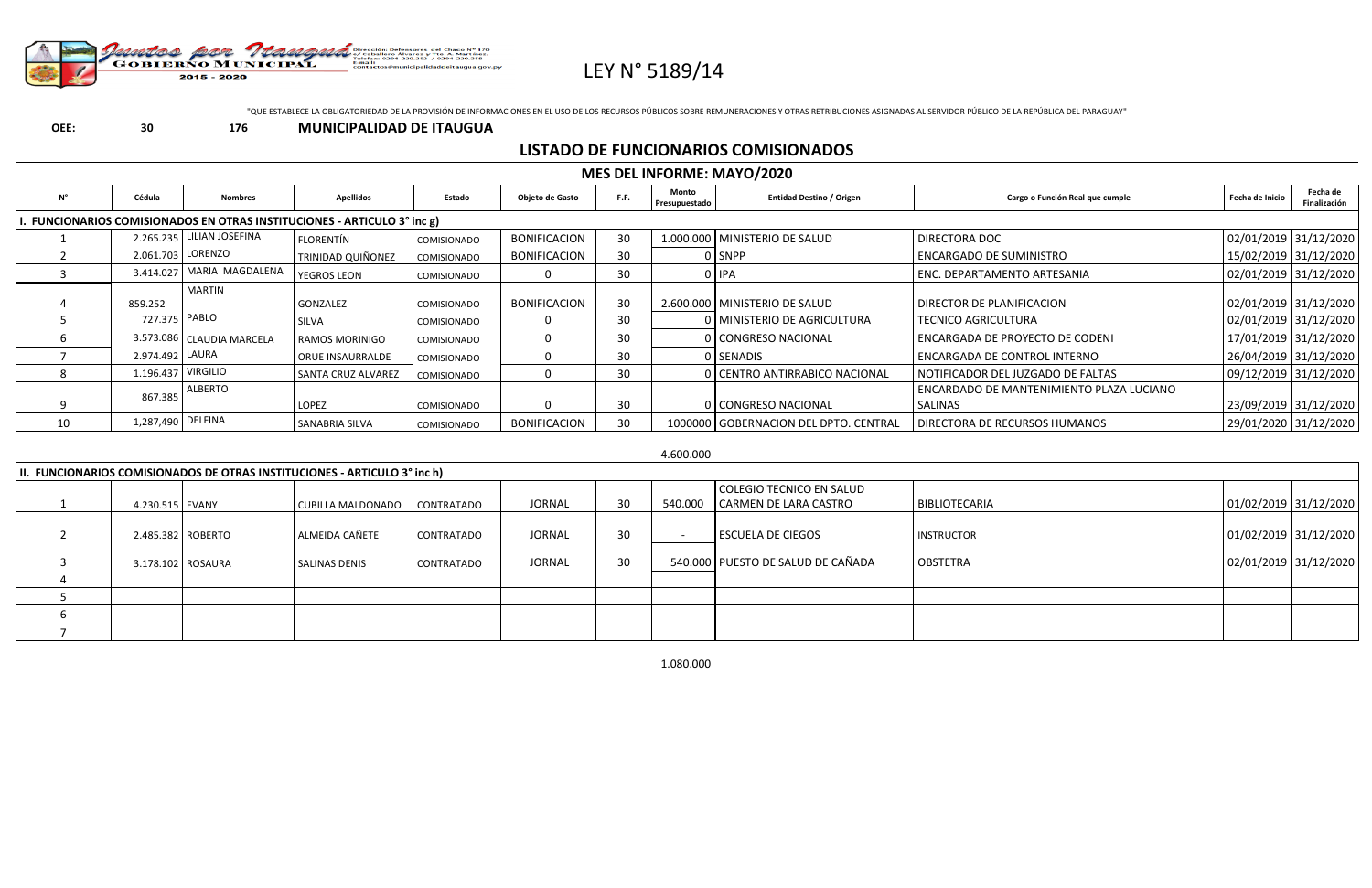Juntos por Itauguá GOBIERNO MUNICIPAL 2015 - 2020 Dirección: Defensores del Chaco N° 170 e/ Caballero Álvarez y Tte. A. Martínez. Telefax: 0294 220.252 / 0294 220.358 E-mail: contactos@municipalidaddeitaugua.gov.py

# LEY N° 5189/14

"QUE ESTABLECE LA OBLIGATORIEDAD DE LA PROVISIÓN DE INFORMACIONES EN EL USO DE LOS RECURSOS PÚBLICOS SOBRE REMUNERACIONES Y OTRAS RETRIBUCIONES ASIGNADAS AL SERVIDOR PÚBLICO DE LA REPÚBLICA DEL PARAGUAY"

**OEE:** 30 176 **MUNICIPALIDAD DE ITAUGUA**

## LISTADO DE FUNCIONARIOS COMISIONADOS

### MES DEL INFORME: MAYO/2020

| N° | Cédula | Nombres | Apellidos | Estado | Objeto de Gasto | F.F. | Monto Presupuestado | Entidad Destino / Origen | Cargo o Función Real que cumple | Fecha de Inicio | Fecha de Finalización |
|---|---|---|---|---|---|---|---|---|---|---|---|
| **I. FUNCIONARIOS COMISIONADOS EN OTRAS INSTITUCIONES - ARTICULO 3° inc g)** | | | | | | | | | | | |
| 1 | 2.265.235 | LILIAN JOSEFINA | FLORENTÍN | COMISIONADO | BONIFICACION | 30 | 1.000.000 | MINISTERIO DE SALUD | DIRECTORA DOC | 02/01/2019 | 31/12/2020 |
| 2 | 2.061.703 | LORENZO | TRINIDAD QUIÑONEZ | COMISIONADO | BONIFICACION | 30 | 0 | SNPP | ENCARGADO DE SUMINISTRO | 15/02/2019 | 31/12/2020 |
| 3 | 3.414.027 | MARIA MAGDALENA | YEGROS LEON | COMISIONADO | 0 | 30 | 0 | IPA | ENC. DEPARTAMENTO ARTESANIA | 02/01/2019 | 31/12/2020 |
| 4 | 859.252 | MARTIN | GONZALEZ | COMISIONADO | BONIFICACION | 30 | 2.600.000 | MINISTERIO DE SALUD | DIRECTOR DE PLANIFICACION | 02/01/2019 | 31/12/2020 |
| 5 | 727.375 | PABLO | SILVA | COMISIONADO | 0 | 30 | 0 | MINISTERIO DE AGRICULTURA | TECNICO AGRICULTURA | 02/01/2019 | 31/12/2020 |
| 6 | 3.573.086 | CLAUDIA MARCELA | RAMOS MORINIGO | COMISIONADO | 0 | 30 | 0 | CONGRESO NACIONAL | ENCARGADA DE PROYECTO DE CODENI | 17/01/2019 | 31/12/2020 |
| 7 | 2.974.492 | LAURA | ORUE INSAURRALDE | COMISIONADO | 0 | 30 | 0 | SENADIS | ENCARGADA DE CONTROL INTERNO | 26/04/2019 | 31/12/2020 |
| 8 | 1.196.437 | VIRGILIO | SANTA CRUZ ALVAREZ | COMISIONADO | 0 | 30 | 0 | CENTRO ANTIRRABICO NACIONAL | NOTIFICADOR DEL JUZGADO DE FALTAS | 09/12/2019 | 31/12/2020 |
| 9 | 867.385 | ALBERTO | LOPEZ | COMISIONADO | 0 | 30 | 0 | CONGRESO NACIONAL | ENCARDADO DE MANTENIMIENTO PLAZA LUCIANO SALINAS | 23/09/2019 | 31/12/2020 |
| 10 | 1,287,490 | DELFINA | SANABRIA SILVA | COMISIONADO | BONIFICACION | 30 | 1000000 | GOBERNACION DEL DPTO. CENTRAL | DIRECTORA DE RECURSOS HUMANOS | 29/01/2020 | 31/12/2020 |
| | | | | | | | 4.600.000 | | | | |
| **II. FUNCIONARIOS COMISIONADOS DE OTRAS INSTITUCIONES - ARTICULO 3° inc h)** | | | | | | | | | | | |
| 1 | 4.230.515 | EVANY | CUBILLA MALDONADO | CONTRATADO | JORNAL | 30 | 540.000 | COLEGIO TECNICO EN SALUD CARMEN DE LARA CASTRO | BIBLIOTECARIA | 01/02/2019 | 31/12/2020 |
| 2 | 2.485.382 | ROBERTO | ALMEIDA CAÑETE | CONTRATADO | JORNAL | 30 | - | ESCUELA DE CIEGOS | INSTRUCTOR | 01/02/2019 | 31/12/2020 |
| 3 | 3.178.102 | ROSAURA | SALINAS DENIS | CONTRATADO | JORNAL | 30 | 540.000 | PUESTO DE SALUD DE CAÑADA | OBSTETRA | 02/01/2019 | 31/12/2020 |
| 4 | | | | | | | | | | | |
| 5 | | | | | | | | | | | |
| 6 | | | | | | | | | | | |
| 7 | | | | | | | | | | | |
| | | | | | | | 1.080.000 | | | | |